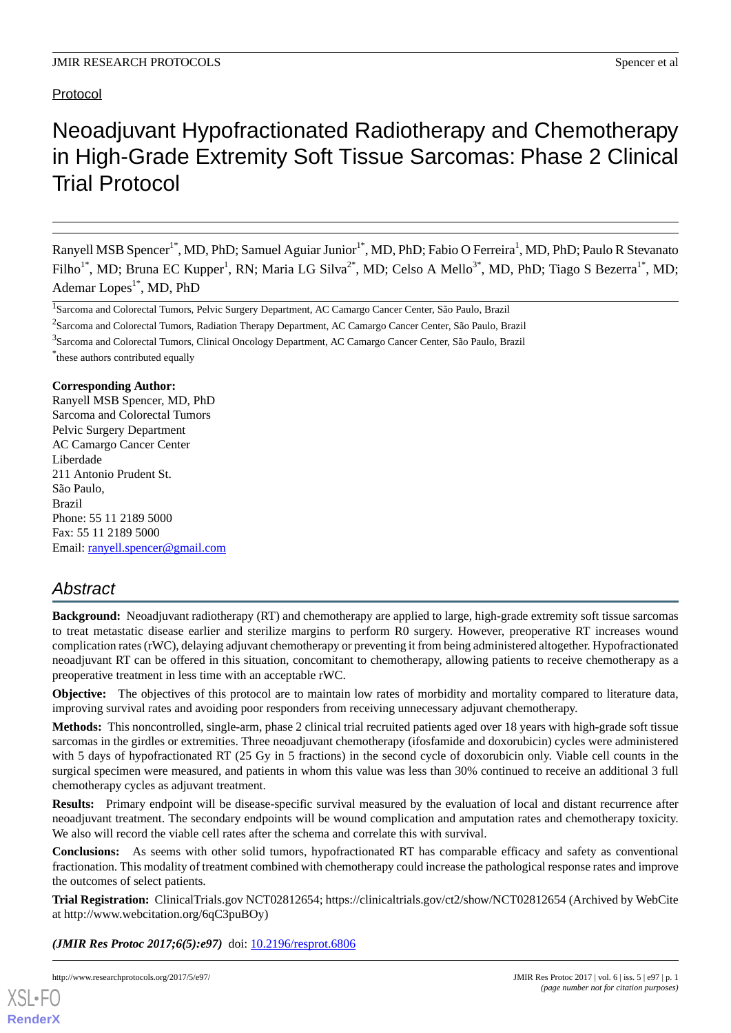Protocol

# Neoadjuvant Hypofractionated Radiotherapy and Chemotherapy in High-Grade Extremity Soft Tissue Sarcomas: Phase 2 Clinical Trial Protocol

Ranyell MSB Spencer[1*], MD, PhD; Samuel Aguiar Junior[1*], MD, PhD; Fabio O Ferreira[1], MD, PhD; Paulo R Stevanato Filho[1*], MD; Bruna EC Kupper[1], RN; Maria LG Silva[2*], MD; Celso A Mello[3*], MD, PhD; Tiago S Bezerra[1*], MD; Ademar Lopes[1*], MD, PhD

[1]Sarcoma and Colorectal Tumors, Pelvic Surgery Department, AC Camargo Cancer Center, São Paulo, Brazil

[2]Sarcoma and Colorectal Tumors, Radiation Therapy Department, AC Camargo Cancer Center, São Paulo, Brazil

[3]Sarcoma and Colorectal Tumors, Clinical Oncology Department, AC Camargo Cancer Center, São Paulo, Brazil

[*]these authors contributed equally

**Corresponding Author:**
Ranyell MSB Spencer, MD, PhD
Sarcoma and Colorectal Tumors
Pelvic Surgery Department
AC Camargo Cancer Center
Liberdade
211 Antonio Prudent St.
São Paulo,
Brazil
Phone: 55 11 2189 5000
Fax: 55 11 2189 5000
Email: ranyell.spencer@gmail.com

## Abstract

**Background:** Neoadjuvant radiotherapy (RT) and chemotherapy are applied to large, high-grade extremity soft tissue sarcomas to treat metastatic disease earlier and sterilize margins to perform R0 surgery. However, preoperative RT increases wound complication rates (rWC), delaying adjuvant chemotherapy or preventing it from being administered altogether. Hypofractionated neoadjuvant RT can be offered in this situation, concomitant to chemotherapy, allowing patients to receive chemotherapy as a preoperative treatment in less time with an acceptable rWC.

**Objective:** The objectives of this protocol are to maintain low rates of morbidity and mortality compared to literature data, improving survival rates and avoiding poor responders from receiving unnecessary adjuvant chemotherapy.

**Methods:** This noncontrolled, single-arm, phase 2 clinical trial recruited patients aged over 18 years with high-grade soft tissue sarcomas in the girdles or extremities. Three neoadjuvant chemotherapy (ifosfamide and doxorubicin) cycles were administered with 5 days of hypofractionated RT (25 Gy in 5 fractions) in the second cycle of doxorubicin only. Viable cell counts in the surgical specimen were measured, and patients in whom this value was less than 30% continued to receive an additional 3 full chemotherapy cycles as adjuvant treatment.

**Results:** Primary endpoint will be disease-specific survival measured by the evaluation of local and distant recurrence after neoadjuvant treatment. The secondary endpoints will be wound complication and amputation rates and chemotherapy toxicity. We also will record the viable cell rates after the schema and correlate this with survival.

**Conclusions:** As seems with other solid tumors, hypofractionated RT has comparable efficacy and safety as conventional fractionation. This modality of treatment combined with chemotherapy could increase the pathological response rates and improve the outcomes of select patients.

**Trial Registration:** ClinicalTrials.gov NCT02812654; https://clinicaltrials.gov/ct2/show/NCT02812654 (Archived by WebCite at http://www.webcitation.org/6qC3puBOy)

***(JMIR Res Protoc 2017;6(5):e97)*** doi: 10.2196/resprot.6806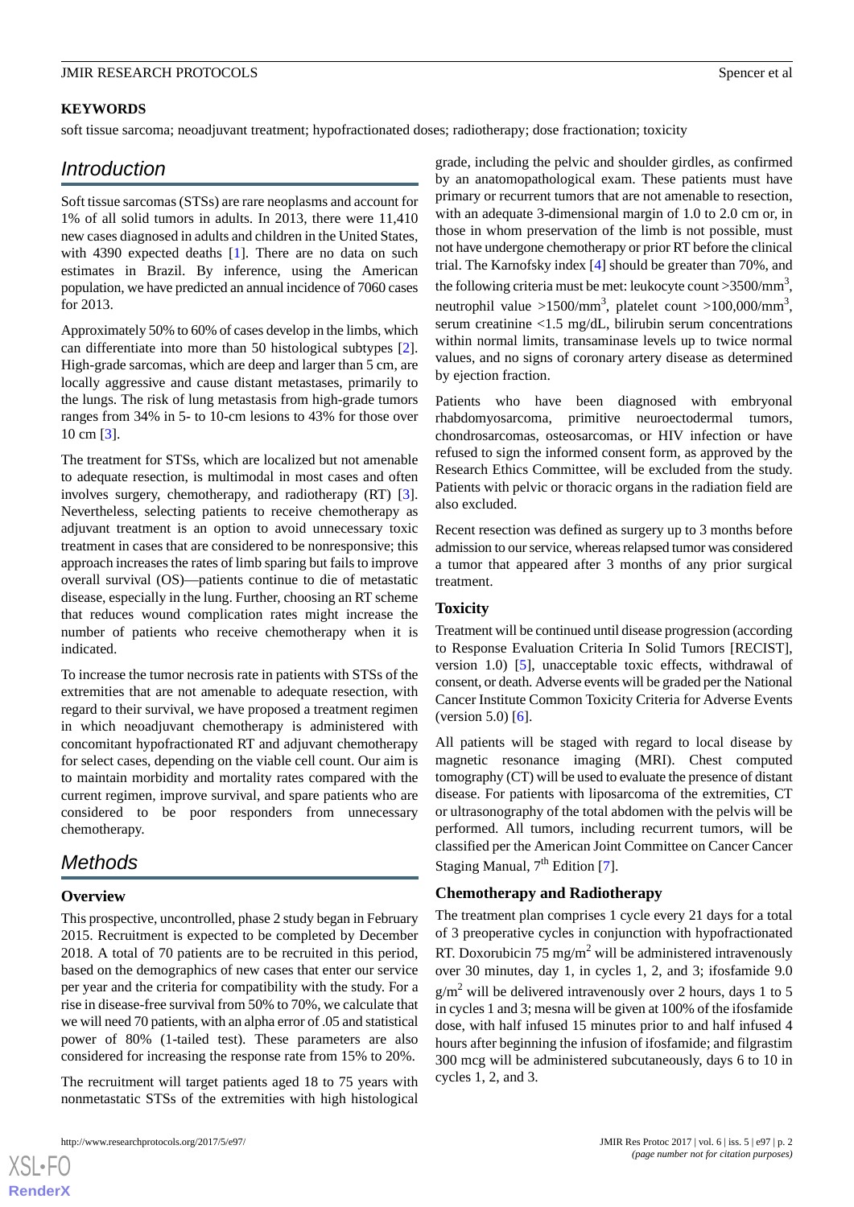**KEYWORDS**

soft tissue sarcoma; neoadjuvant treatment; hypofractionated doses; radiotherapy; dose fractionation; toxicity

## Introduction

Soft tissue sarcomas (STSs) are rare neoplasms and account for 1% of all solid tumors in adults. In 2013, there were 11,410 new cases diagnosed in adults and children in the United States, with 4390 expected deaths [1]. There are no data on such estimates in Brazil. By inference, using the American population, we have predicted an annual incidence of 7060 cases for 2013.

Approximately 50% to 60% of cases develop in the limbs, which can differentiate into more than 50 histological subtypes [2]. High-grade sarcomas, which are deep and larger than 5 cm, are locally aggressive and cause distant metastases, primarily to the lungs. The risk of lung metastasis from high-grade tumors ranges from 34% in 5- to 10-cm lesions to 43% for those over 10 cm [3].

The treatment for STSs, which are localized but not amenable to adequate resection, is multimodal in most cases and often involves surgery, chemotherapy, and radiotherapy (RT) [3]. Nevertheless, selecting patients to receive chemotherapy as adjuvant treatment is an option to avoid unnecessary toxic treatment in cases that are considered to be nonresponsive; this approach increases the rates of limb sparing but fails to improve overall survival (OS)—patients continue to die of metastatic disease, especially in the lung. Further, choosing an RT scheme that reduces wound complication rates might increase the number of patients who receive chemotherapy when it is indicated.

To increase the tumor necrosis rate in patients with STSs of the extremities that are not amenable to adequate resection, with regard to their survival, we have proposed a treatment regimen in which neoadjuvant chemotherapy is administered with concomitant hypofractionated RT and adjuvant chemotherapy for select cases, depending on the viable cell count. Our aim is to maintain morbidity and mortality rates compared with the current regimen, improve survival, and spare patients who are considered to be poor responders from unnecessary chemotherapy.

## Methods

### Overview

This prospective, uncontrolled, phase 2 study began in February 2015. Recruitment is expected to be completed by December 2018. A total of 70 patients are to be recruited in this period, based on the demographics of new cases that enter our service per year and the criteria for compatibility with the study. For a rise in disease-free survival from 50% to 70%, we calculate that we will need 70 patients, with an alpha error of .05 and statistical power of 80% (1-tailed test). These parameters are also considered for increasing the response rate from 15% to 20%.

The recruitment will target patients aged 18 to 75 years with nonmetastatic STSs of the extremities with high histological grade, including the pelvic and shoulder girdles, as confirmed by an anatomopathological exam. These patients must have primary or recurrent tumors that are not amenable to resection, with an adequate 3-dimensional margin of 1.0 to 2.0 cm or, in those in whom preservation of the limb is not possible, must not have undergone chemotherapy or prior RT before the clinical trial. The Karnofsky index [4] should be greater than 70%, and the following criteria must be met: leukocyte count >3500/mm$^3$, neutrophil value >1500/mm$^3$, platelet count >100,000/mm$^3$, serum creatinine <1.5 mg/dL, bilirubin serum concentrations within normal limits, transaminase levels up to twice normal values, and no signs of coronary artery disease as determined by ejection fraction.

Patients who have been diagnosed with embryonal rhabdomyosarcoma, primitive neuroectodermal tumors, chondrosarcomas, osteosarcomas, or HIV infection or have refused to sign the informed consent form, as approved by the Research Ethics Committee, will be excluded from the study. Patients with pelvic or thoracic organs in the radiation field are also excluded.

Recent resection was defined as surgery up to 3 months before admission to our service, whereas relapsed tumor was considered a tumor that appeared after 3 months of any prior surgical treatment.

### Toxicity

Treatment will be continued until disease progression (according to Response Evaluation Criteria In Solid Tumors [RECIST], version 1.0) [5], unacceptable toxic effects, withdrawal of consent, or death. Adverse events will be graded per the National Cancer Institute Common Toxicity Criteria for Adverse Events (version 5.0) [6].

All patients will be staged with regard to local disease by magnetic resonance imaging (MRI). Chest computed tomography (CT) will be used to evaluate the presence of distant disease. For patients with liposarcoma of the extremities, CT or ultrasonography of the total abdomen with the pelvis will be performed. All tumors, including recurrent tumors, will be classified per the American Joint Committee on Cancer Cancer Staging Manual, 7th Edition [7].

### Chemotherapy and Radiotherapy

The treatment plan comprises 1 cycle every 21 days for a total of 3 preoperative cycles in conjunction with hypofractionated RT. Doxorubicin 75 mg/m$^2$ will be administered intravenously over 30 minutes, day 1, in cycles 1, 2, and 3; ifosfamide 9.0 g/m$^2$ will be delivered intravenously over 2 hours, days 1 to 5 in cycles 1 and 3; mesna will be given at 100% of the ifosfamide dose, with half infused 15 minutes prior to and half infused 4 hours after beginning the infusion of ifosfamide; and filgrastim 300 mcg will be administered subcutaneously, days 6 to 10 in cycles 1, 2, and 3.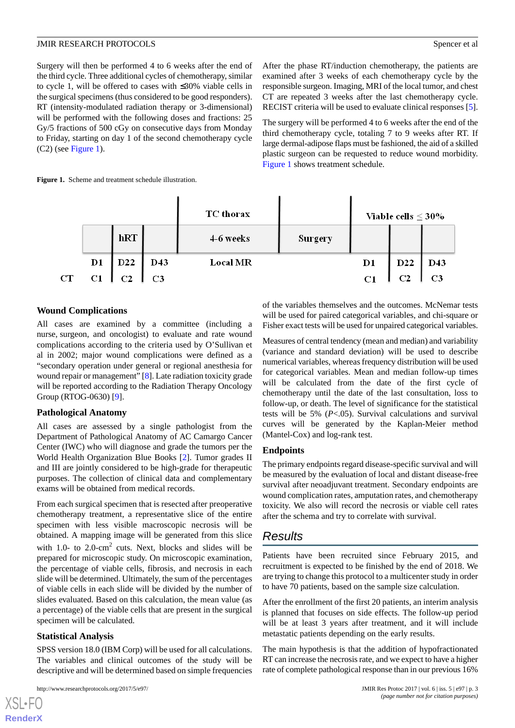Surgery will then be performed 4 to 6 weeks after the end of the third cycle. Three additional cycles of chemotherapy, similar to cycle 1, will be offered to cases with ≤30% viable cells in the surgical specimens (thus considered to be good responders). RT (intensity-modulated radiation therapy or 3-dimensional) will be performed with the following doses and fractions: 25 Gy/5 fractions of 500 cGy on consecutive days from Monday to Friday, starting on day 1 of the second chemotherapy cycle (C2) (see Figure 1).

After the phase RT/induction chemotherapy, the patients are examined after 3 weeks of each chemotherapy cycle by the responsible surgeon. Imaging, MRI of the local tumor, and chest CT are repeated 3 weeks after the last chemotherapy cycle. RECIST criteria will be used to evaluate clinical responses [5].

The surgery will be performed 4 to 6 weeks after the end of the third chemotherapy cycle, totaling 7 to 9 weeks after RT. If large dermal-adipose flaps must be fashioned, the aid of a skilled plastic surgeon can be requested to reduce wound morbidity. Figure 1 shows treatment schedule.

**Figure 1.** Scheme and treatment schedule illustration.

| | | | | TC thorax | | Viable cells ≤ 30% | | |
|---|---|---|---|---|---|---|---|---|
| | | hRT | | 4-6 weeks | Surgery | | | |
| | D1 | D22 | D43 | Local MR | | D1 | D22 | D43 |
| CT | C1 | C2 | C3 | | | C1 | C2 | C3 |

### Wound Complications

All cases are examined by a committee (including a nurse, surgeon, and oncologist) to evaluate and rate wound complications according to the criteria used by O'Sullivan et al in 2002; major wound complications were defined as a "secondary operation under general or regional anesthesia for wound repair or management" [8]. Late radiation toxicity grade will be reported according to the Radiation Therapy Oncology Group (RTOG-0630) [9].

### Pathological Anatomy

All cases are assessed by a single pathologist from the Department of Pathological Anatomy of AC Camargo Cancer Center (IWC) who will diagnose and grade the tumors per the World Health Organization Blue Books [2]. Tumor grades II and III are jointly considered to be high-grade for therapeutic purposes. The collection of clinical data and complementary exams will be obtained from medical records.

From each surgical specimen that is resected after preoperative chemotherapy treatment, a representative slice of the entire specimen with less visible macroscopic necrosis will be obtained. A mapping image will be generated from this slice with 1.0- to 2.0-cm$^2$ cuts. Next, blocks and slides will be prepared for microscopic study. On microscopic examination, the percentage of viable cells, fibrosis, and necrosis in each slide will be determined. Ultimately, the sum of the percentages of viable cells in each slide will be divided by the number of slides evaluated. Based on this calculation, the mean value (as a percentage) of the viable cells that are present in the surgical specimen will be calculated.

### Statistical Analysis

SPSS version 18.0 (IBM Corp) will be used for all calculations. The variables and clinical outcomes of the study will be descriptive and will be determined based on simple frequencies of the variables themselves and the outcomes. McNemar tests will be used for paired categorical variables, and chi-square or Fisher exact tests will be used for unpaired categorical variables.

Measures of central tendency (mean and median) and variability (variance and standard deviation) will be used to describe numerical variables, whereas frequency distribution will be used for categorical variables. Mean and median follow-up times will be calculated from the date of the first cycle of chemotherapy until the date of the last consultation, loss to follow-up, or death. The level of significance for the statistical tests will be 5% ($P<.05$). Survival calculations and survival curves will be generated by the Kaplan-Meier method (Mantel-Cox) and log-rank test.

### Endpoints

The primary endpoints regard disease-specific survival and will be measured by the evaluation of local and distant disease-free survival after neoadjuvant treatment. Secondary endpoints are wound complication rates, amputation rates, and chemotherapy toxicity. We also will record the necrosis or viable cell rates after the schema and try to correlate with survival.

## Results

Patients have been recruited since February 2015, and recruitment is expected to be finished by the end of 2018. We are trying to change this protocol to a multicenter study in order to have 70 patients, based on the sample size calculation.

After the enrollment of the first 20 patients, an interim analysis is planned that focuses on side effects. The follow-up period will be at least 3 years after treatment, and it will include metastatic patients depending on the early results.

The main hypothesis is that the addition of hypofractionated RT can increase the necrosis rate, and we expect to have a higher rate of complete pathological response than in our previous 16%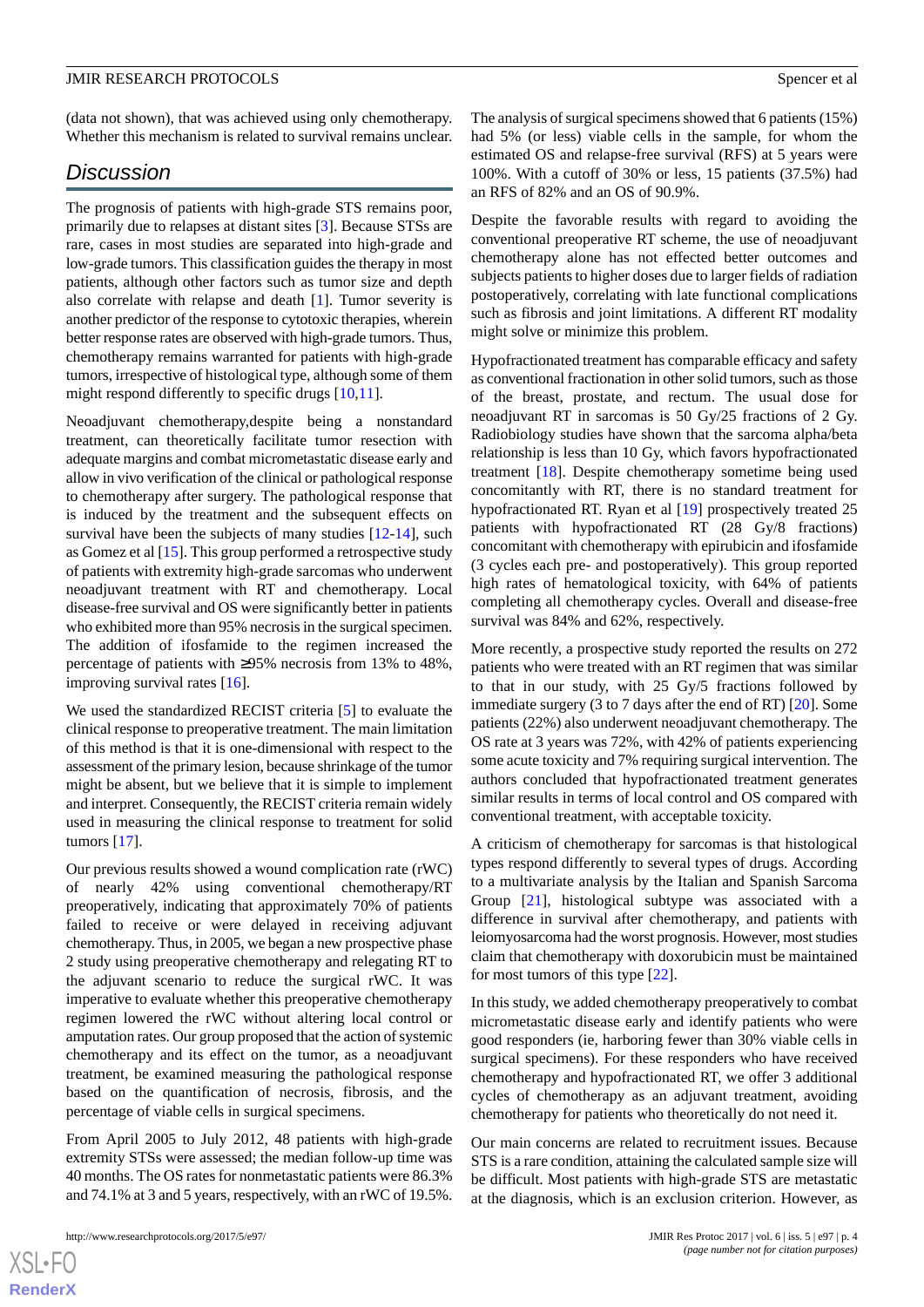(data not shown), that was achieved using only chemotherapy. Whether this mechanism is related to survival remains unclear.

## Discussion

The prognosis of patients with high-grade STS remains poor, primarily due to relapses at distant sites [3]. Because STSs are rare, cases in most studies are separated into high-grade and low-grade tumors. This classification guides the therapy in most patients, although other factors such as tumor size and depth also correlate with relapse and death [1]. Tumor severity is another predictor of the response to cytotoxic therapies, wherein better response rates are observed with high-grade tumors. Thus, chemotherapy remains warranted for patients with high-grade tumors, irrespective of histological type, although some of them might respond differently to specific drugs [10,11].

Neoadjuvant chemotherapy,despite being a nonstandard treatment, can theoretically facilitate tumor resection with adequate margins and combat micrometastatic disease early and allow in vivo verification of the clinical or pathological response to chemotherapy after surgery. The pathological response that is induced by the treatment and the subsequent effects on survival have been the subjects of many studies [12-14], such as Gomez et al [15]. This group performed a retrospective study of patients with extremity high-grade sarcomas who underwent neoadjuvant treatment with RT and chemotherapy. Local disease-free survival and OS were significantly better in patients who exhibited more than 95% necrosis in the surgical specimen. The addition of ifosfamide to the regimen increased the percentage of patients with ≥95% necrosis from 13% to 48%, improving survival rates [16].

We used the standardized RECIST criteria [5] to evaluate the clinical response to preoperative treatment. The main limitation of this method is that it is one-dimensional with respect to the assessment of the primary lesion, because shrinkage of the tumor might be absent, but we believe that it is simple to implement and interpret. Consequently, the RECIST criteria remain widely used in measuring the clinical response to treatment for solid tumors [17].

Our previous results showed a wound complication rate (rWC) of nearly 42% using conventional chemotherapy/RT preoperatively, indicating that approximately 70% of patients failed to receive or were delayed in receiving adjuvant chemotherapy. Thus, in 2005, we began a new prospective phase 2 study using preoperative chemotherapy and relegating RT to the adjuvant scenario to reduce the surgical rWC. It was imperative to evaluate whether this preoperative chemotherapy regimen lowered the rWC without altering local control or amputation rates. Our group proposed that the action of systemic chemotherapy and its effect on the tumor, as a neoadjuvant treatment, be examined measuring the pathological response based on the quantification of necrosis, fibrosis, and the percentage of viable cells in surgical specimens.

From April 2005 to July 2012, 48 patients with high-grade extremity STSs were assessed; the median follow-up time was 40 months. The OS rates for nonmetastatic patients were 86.3% and 74.1% at 3 and 5 years, respectively, with an rWC of 19.5%.

The analysis of surgical specimens showed that 6 patients (15%) had 5% (or less) viable cells in the sample, for whom the estimated OS and relapse-free survival (RFS) at 5 years were 100%. With a cutoff of 30% or less, 15 patients (37.5%) had an RFS of 82% and an OS of 90.9%.

Despite the favorable results with regard to avoiding the conventional preoperative RT scheme, the use of neoadjuvant chemotherapy alone has not effected better outcomes and subjects patients to higher doses due to larger fields of radiation postoperatively, correlating with late functional complications such as fibrosis and joint limitations. A different RT modality might solve or minimize this problem.

Hypofractionated treatment has comparable efficacy and safety as conventional fractionation in other solid tumors, such as those of the breast, prostate, and rectum. The usual dose for neoadjuvant RT in sarcomas is 50 Gy/25 fractions of 2 Gy. Radiobiology studies have shown that the sarcoma alpha/beta relationship is less than 10 Gy, which favors hypofractionated treatment [18]. Despite chemotherapy sometime being used concomitantly with RT, there is no standard treatment for hypofractionated RT. Ryan et al [19] prospectively treated 25 patients with hypofractionated RT (28 Gy/8 fractions) concomitant with chemotherapy with epirubicin and ifosfamide (3 cycles each pre- and postoperatively). This group reported high rates of hematological toxicity, with 64% of patients completing all chemotherapy cycles. Overall and disease-free survival was 84% and 62%, respectively.

More recently, a prospective study reported the results on 272 patients who were treated with an RT regimen that was similar to that in our study, with 25 Gy/5 fractions followed by immediate surgery (3 to 7 days after the end of RT) [20]. Some patients (22%) also underwent neoadjuvant chemotherapy. The OS rate at 3 years was 72%, with 42% of patients experiencing some acute toxicity and 7% requiring surgical intervention. The authors concluded that hypofractionated treatment generates similar results in terms of local control and OS compared with conventional treatment, with acceptable toxicity.

A criticism of chemotherapy for sarcomas is that histological types respond differently to several types of drugs. According to a multivariate analysis by the Italian and Spanish Sarcoma Group [21], histological subtype was associated with a difference in survival after chemotherapy, and patients with leiomyosarcoma had the worst prognosis. However, most studies claim that chemotherapy with doxorubicin must be maintained for most tumors of this type [22].

In this study, we added chemotherapy preoperatively to combat micrometastatic disease early and identify patients who were good responders (ie, harboring fewer than 30% viable cells in surgical specimens). For these responders who have received chemotherapy and hypofractionated RT, we offer 3 additional cycles of chemotherapy as an adjuvant treatment, avoiding chemotherapy for patients who theoretically do not need it.

Our main concerns are related to recruitment issues. Because STS is a rare condition, attaining the calculated sample size will be difficult. Most patients with high-grade STS are metastatic at the diagnosis, which is an exclusion criterion. However, as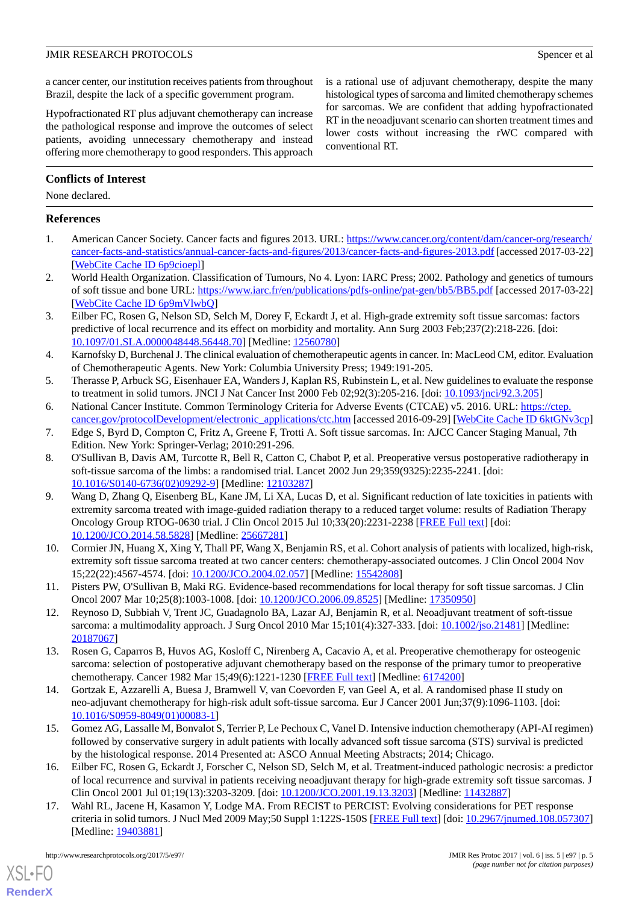a cancer center, our institution receives patients from throughout Brazil, despite the lack of a specific government program.

Hypofractionated RT plus adjuvant chemotherapy can increase the pathological response and improve the outcomes of select patients, avoiding unnecessary chemotherapy and instead offering more chemotherapy to good responders. This approach is a rational use of adjuvant chemotherapy, despite the many histological types of sarcoma and limited chemotherapy schemes for sarcomas. We are confident that adding hypofractionated RT in the neoadjuvant scenario can shorten treatment times and lower costs without increasing the rWC compared with conventional RT.

## Conflicts of Interest

None declared.

## References

1. American Cancer Society. Cancer facts and figures 2013. URL: https://www.cancer.org/content/dam/cancer-org/research/cancer-facts-and-statistics/annual-cancer-facts-and-figures/2013/cancer-facts-and-figures-2013.pdf [accessed 2017-03-22] [WebCite Cache ID 6p9cioepl]
2. World Health Organization. Classification of Tumours, No 4. Lyon: IARC Press; 2002. Pathology and genetics of tumours of soft tissue and bone URL: https://www.iarc.fr/en/publications/pdfs-online/pat-gen/bb5/BB5.pdf [accessed 2017-03-22] [WebCite Cache ID 6p9mVlwbQ]
3. Eilber FC, Rosen G, Nelson SD, Selch M, Dorey F, Eckardt J, et al. High-grade extremity soft tissue sarcomas: factors predictive of local recurrence and its effect on morbidity and mortality. Ann Surg 2003 Feb;237(2):218-226. [doi: 10.1097/01.SLA.0000048448.56448.70] [Medline: 12560780]
4. Karnofsky D, Burchenal J. The clinical evaluation of chemotherapeutic agents in cancer. In: MacLeod CM, editor. Evaluation of Chemotherapeutic Agents. New York: Columbia University Press; 1949:191-205.
5. Therasse P, Arbuck SG, Eisenhauer EA, Wanders J, Kaplan RS, Rubinstein L, et al. New guidelines to evaluate the response to treatment in solid tumors. JNCI J Nat Cancer Inst 2000 Feb 02;92(3):205-216. [doi: 10.1093/jnci/92.3.205]
6. National Cancer Institute. Common Terminology Criteria for Adverse Events (CTCAE) v5. 2016. URL: https://ctep.cancer.gov/protocolDevelopment/electronic_applications/ctc.htm [accessed 2016-09-29] [WebCite Cache ID 6ktGNv3cp]
7. Edge S, Byrd D, Compton C, Fritz A, Greene F, Trotti A. Soft tissue sarcomas. In: AJCC Cancer Staging Manual, 7th Edition. New York: Springer-Verlag; 2010:291-296.
8. O'Sullivan B, Davis AM, Turcotte R, Bell R, Catton C, Chabot P, et al. Preoperative versus postoperative radiotherapy in soft-tissue sarcoma of the limbs: a randomised trial. Lancet 2002 Jun 29;359(9325):2235-2241. [doi: 10.1016/S0140-6736(02)09292-9] [Medline: 12103287]
9. Wang D, Zhang Q, Eisenberg BL, Kane JM, Li XA, Lucas D, et al. Significant reduction of late toxicities in patients with extremity sarcoma treated with image-guided radiation therapy to a reduced target volume: results of Radiation Therapy Oncology Group RTOG-0630 trial. J Clin Oncol 2015 Jul 10;33(20):2231-2238 [FREE Full text] [doi: 10.1200/JCO.2014.58.5828] [Medline: 25667281]
10. Cormier JN, Huang X, Xing Y, Thall PF, Wang X, Benjamin RS, et al. Cohort analysis of patients with localized, high-risk, extremity soft tissue sarcoma treated at two cancer centers: chemotherapy-associated outcomes. J Clin Oncol 2004 Nov 15;22(22):4567-4574. [doi: 10.1200/JCO.2004.02.057] [Medline: 15542808]
11. Pisters PW, O'Sullivan B, Maki RG. Evidence-based recommendations for local therapy for soft tissue sarcomas. J Clin Oncol 2007 Mar 10;25(8):1003-1008. [doi: 10.1200/JCO.2006.09.8525] [Medline: 17350950]
12. Reynoso D, Subbiah V, Trent JC, Guadagnolo BA, Lazar AJ, Benjamin R, et al. Neoadjuvant treatment of soft-tissue sarcoma: a multimodality approach. J Surg Oncol 2010 Mar 15;101(4):327-333. [doi: 10.1002/jso.21481] [Medline: 20187067]
13. Rosen G, Caparros B, Huvos AG, Kosloff C, Nirenberg A, Cacavio A, et al. Preoperative chemotherapy for osteogenic sarcoma: selection of postoperative adjuvant chemotherapy based on the response of the primary tumor to preoperative chemotherapy. Cancer 1982 Mar 15;49(6):1221-1230 [FREE Full text] [Medline: 6174200]
14. Gortzak E, Azzarelli A, Buesa J, Bramwell V, van Coevorden F, van Geel A, et al. A randomised phase II study on neo-adjuvant chemotherapy for high-risk adult soft-tissue sarcoma. Eur J Cancer 2001 Jun;37(9):1096-1103. [doi: 10.1016/S0959-8049(01)00083-1]
15. Gomez AG, Lassalle M, Bonvalot S, Terrier P, Le Pechoux C, Vanel D. Intensive induction chemotherapy (API-AI regimen) followed by conservative surgery in adult patients with locally advanced soft tissue sarcoma (STS) survival is predicted by the histological response. 2014 Presented at: ASCO Annual Meeting Abstracts; 2014; Chicago.
16. Eilber FC, Rosen G, Eckardt J, Forscher C, Nelson SD, Selch M, et al. Treatment-induced pathologic necrosis: a predictor of local recurrence and survival in patients receiving neoadjuvant therapy for high-grade extremity soft tissue sarcomas. J Clin Oncol 2001 Jul 01;19(13):3203-3209. [doi: 10.1200/JCO.2001.19.13.3203] [Medline: 11432887]
17. Wahl RL, Jacene H, Kasamon Y, Lodge MA. From RECIST to PERCIST: Evolving considerations for PET response criteria in solid tumors. J Nucl Med 2009 May;50 Suppl 1:122S-150S [FREE Full text] [doi: 10.2967/jnumed.108.057307] [Medline: 19403881]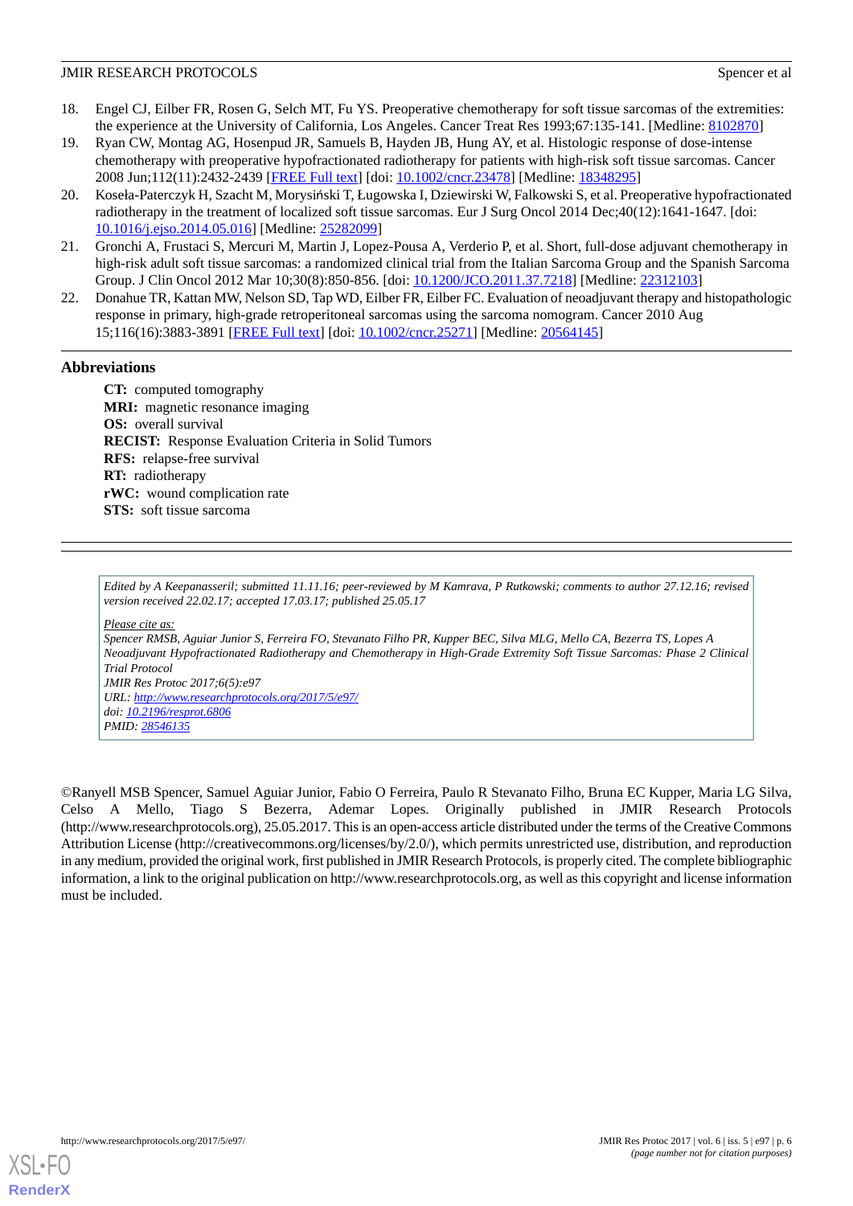18. Engel CJ, Eilber FR, Rosen G, Selch MT, Fu YS. Preoperative chemotherapy for soft tissue sarcomas of the extremities: the experience at the University of California, Los Angeles. Cancer Treat Res 1993;67:135-141. [Medline: 8102870]
19. Ryan CW, Montag AG, Hosenpud JR, Samuels B, Hayden JB, Hung AY, et al. Histologic response of dose-intense chemotherapy with preoperative hypofractionated radiotherapy for patients with high-risk soft tissue sarcomas. Cancer 2008 Jun;112(11):2432-2439 [FREE Full text] [doi: 10.1002/cncr.23478] [Medline: 18348295]
20. Koseła-Paterczyk H, Szacht M, Morysiński T, Ługowska I, Dziewirski W, Falkowski S, et al. Preoperative hypofractionated radiotherapy in the treatment of localized soft tissue sarcomas. Eur J Surg Oncol 2014 Dec;40(12):1641-1647. [doi: 10.1016/j.ejso.2014.05.016] [Medline: 25282099]
21. Gronchi A, Frustaci S, Mercuri M, Martin J, Lopez-Pousa A, Verderio P, et al. Short, full-dose adjuvant chemotherapy in high-risk adult soft tissue sarcomas: a randomized clinical trial from the Italian Sarcoma Group and the Spanish Sarcoma Group. J Clin Oncol 2012 Mar 10;30(8):850-856. [doi: 10.1200/JCO.2011.37.7218] [Medline: 22312103]
22. Donahue TR, Kattan MW, Nelson SD, Tap WD, Eilber FR, Eilber FC. Evaluation of neoadjuvant therapy and histopathologic response in primary, high-grade retroperitoneal sarcomas using the sarcoma nomogram. Cancer 2010 Aug 15;116(16):3883-3891 [FREE Full text] [doi: 10.1002/cncr.25271] [Medline: 20564145]

## Abbreviations

**CT:** computed tomography
**MRI:** magnetic resonance imaging
**OS:** overall survival
**RECIST:** Response Evaluation Criteria in Solid Tumors
**RFS:** relapse-free survival
**RT:** radiotherapy
**rWC:** wound complication rate
**STS:** soft tissue sarcoma

*Edited by A Keepanasseril; submitted 11.11.16; peer-reviewed by M Kamrava, P Rutkowski; comments to author 27.12.16; revised version received 22.02.17; accepted 17.03.17; published 25.05.17*

*Please cite as:*
*Spencer RMSB, Aguiar Junior S, Ferreira FO, Stevanato Filho PR, Kupper BEC, Silva MLG, Mello CA, Bezerra TS, Lopes A*
*Neoadjuvant Hypofractionated Radiotherapy and Chemotherapy in High-Grade Extremity Soft Tissue Sarcomas: Phase 2 Clinical Trial Protocol*
*JMIR Res Protoc 2017;6(5):e97*
*URL: http://www.researchprotocols.org/2017/5/e97/*
*doi: 10.2196/resprot.6806*
*PMID: 28546135*

©Ranyell MSB Spencer, Samuel Aguiar Junior, Fabio O Ferreira, Paulo R Stevanato Filho, Bruna EC Kupper, Maria LG Silva, Celso A Mello, Tiago S Bezerra, Ademar Lopes. Originally published in JMIR Research Protocols (http://www.researchprotocols.org), 25.05.2017. This is an open-access article distributed under the terms of the Creative Commons Attribution License (http://creativecommons.org/licenses/by/2.0/), which permits unrestricted use, distribution, and reproduction in any medium, provided the original work, first published in JMIR Research Protocols, is properly cited. The complete bibliographic information, a link to the original publication on http://www.researchprotocols.org, as well as this copyright and license information must be included.